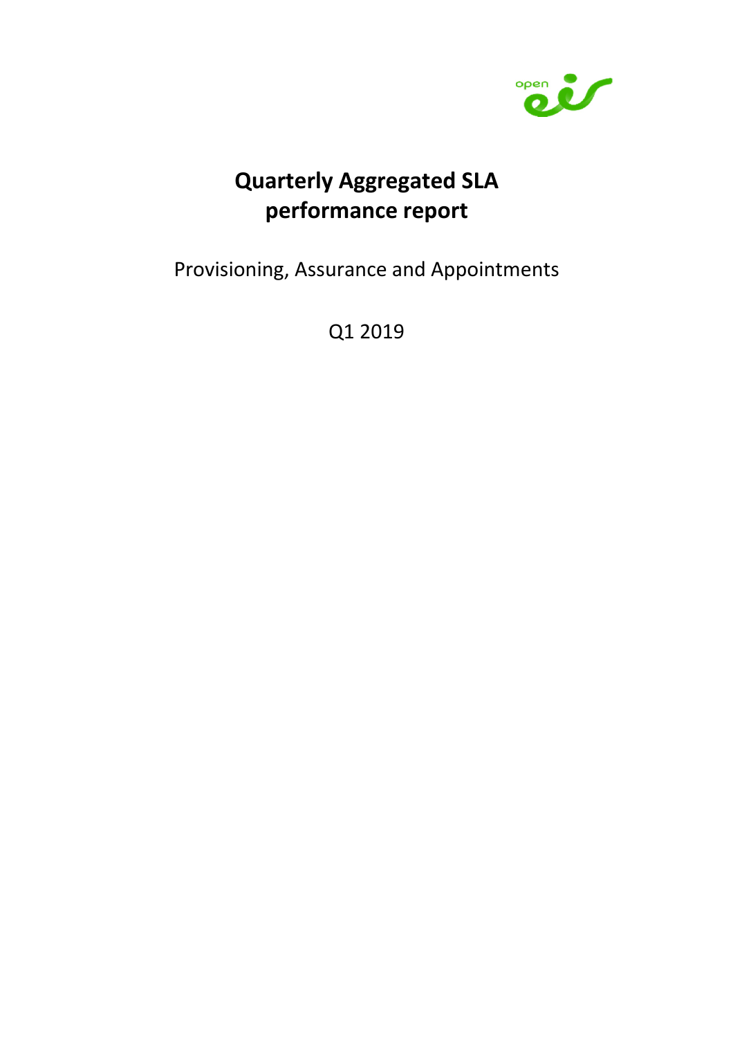# Quarterly Aggregated SLA performance report

Provisioning, Assurance and Appointments

Q1 2019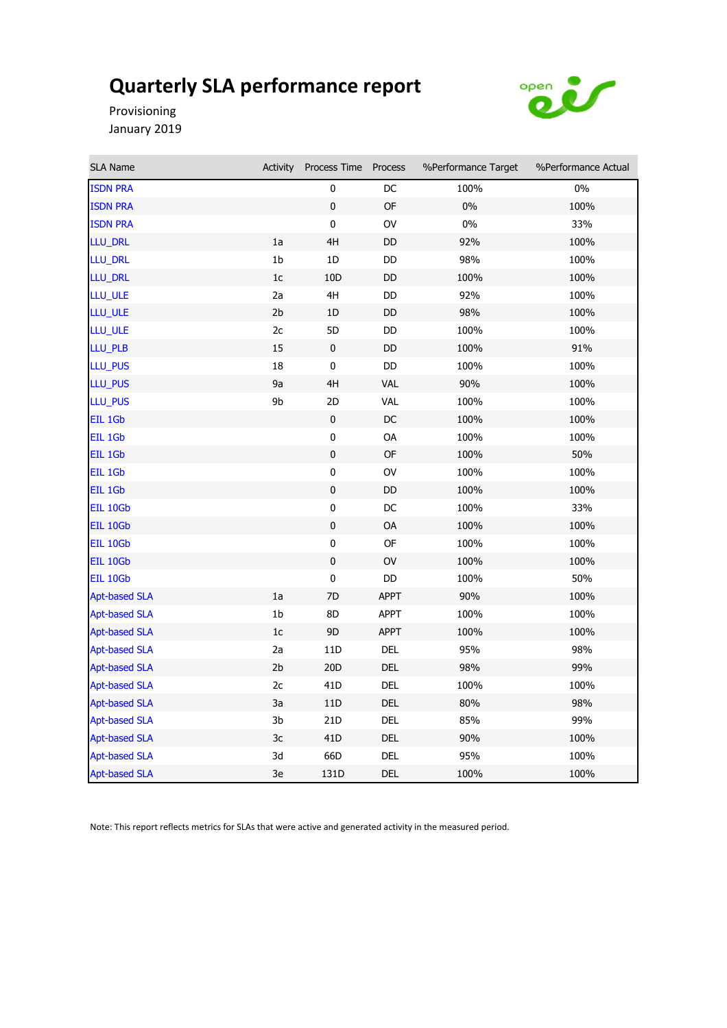# Quarterly SLA performance report

Provisioning

January 2019

| SLA Name | Activity | Process Time | Process | %Performance Target | %Performance Actual |
|---|---|---|---|---|---|
| ISDN PRA | | 0 | DC | 100% | 0% |
| ISDN PRA | | 0 | OF | 0% | 100% |
| ISDN PRA | | 0 | OV | 0% | 33% |
| LLU_DRL | 1a | 4H | DD | 92% | 100% |
| LLU_DRL | 1b | 1D | DD | 98% | 100% |
| LLU_DRL | 1c | 10D | DD | 100% | 100% |
| LLU_ULE | 2a | 4H | DD | 92% | 100% |
| LLU_ULE | 2b | 1D | DD | 98% | 100% |
| LLU_ULE | 2c | 5D | DD | 100% | 100% |
| LLU_PLB | 15 | 0 | DD | 100% | 91% |
| LLU_PUS | 18 | 0 | DD | 100% | 100% |
| LLU_PUS | 9a | 4H | VAL | 90% | 100% |
| LLU_PUS | 9b | 2D | VAL | 100% | 100% |
| EIL 1Gb | | 0 | DC | 100% | 100% |
| EIL 1Gb | | 0 | OA | 100% | 100% |
| EIL 1Gb | | 0 | OF | 100% | 50% |
| EIL 1Gb | | 0 | OV | 100% | 100% |
| EIL 1Gb | | 0 | DD | 100% | 100% |
| EIL 10Gb | | 0 | DC | 100% | 33% |
| EIL 10Gb | | 0 | OA | 100% | 100% |
| EIL 10Gb | | 0 | OF | 100% | 100% |
| EIL 10Gb | | 0 | OV | 100% | 100% |
| EIL 10Gb | | 0 | DD | 100% | 50% |
| Apt-based SLA | 1a | 7D | APPT | 90% | 100% |
| Apt-based SLA | 1b | 8D | APPT | 100% | 100% |
| Apt-based SLA | 1c | 9D | APPT | 100% | 100% |
| Apt-based SLA | 2a | 11D | DEL | 95% | 98% |
| Apt-based SLA | 2b | 20D | DEL | 98% | 99% |
| Apt-based SLA | 2c | 41D | DEL | 100% | 100% |
| Apt-based SLA | 3a | 11D | DEL | 80% | 98% |
| Apt-based SLA | 3b | 21D | DEL | 85% | 99% |
| Apt-based SLA | 3c | 41D | DEL | 90% | 100% |
| Apt-based SLA | 3d | 66D | DEL | 95% | 100% |
| Apt-based SLA | 3e | 131D | DEL | 100% | 100% |

Note: This report reflects metrics for SLAs that were active and generated activity in the measured period.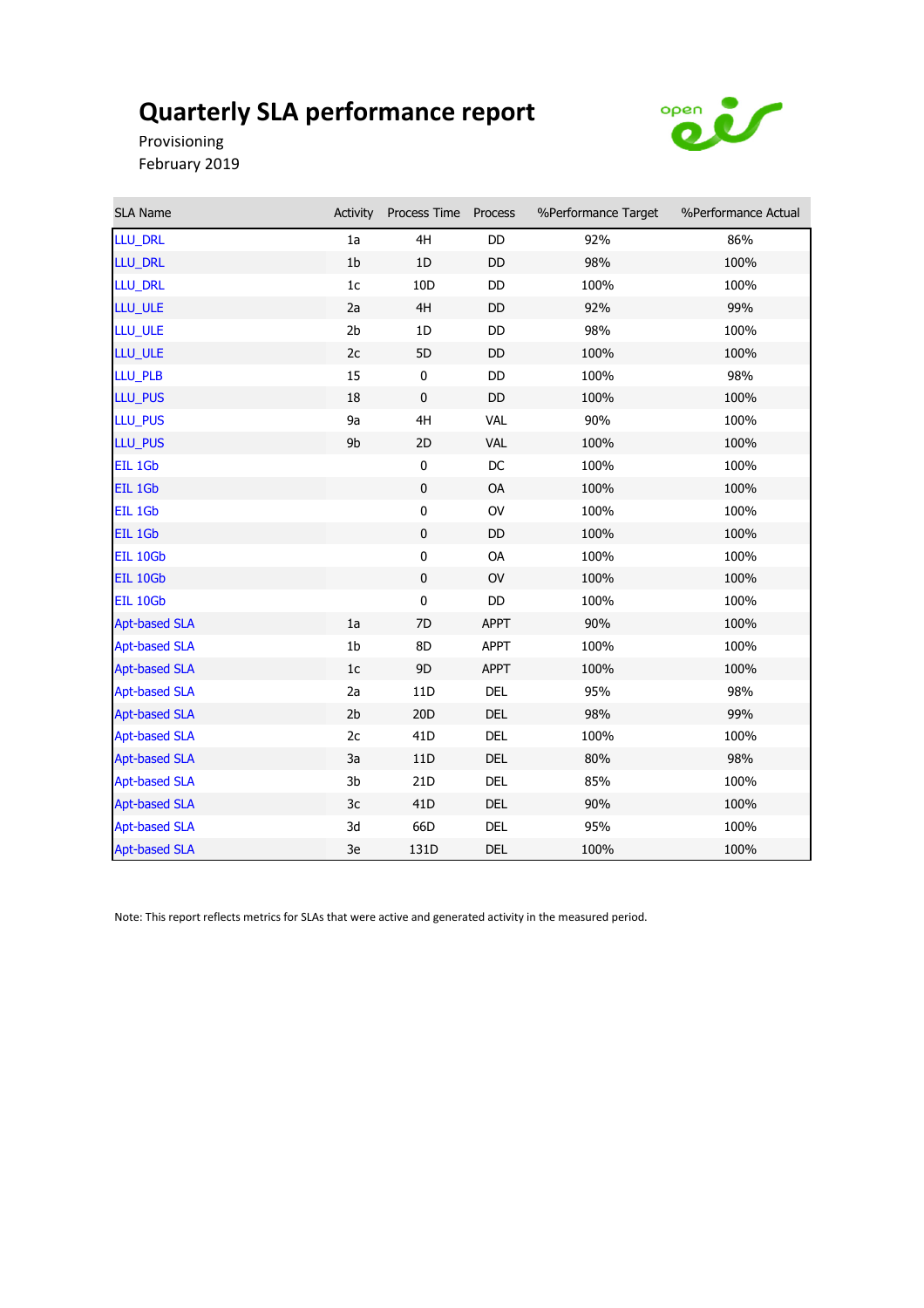# Quarterly SLA performance report

Provisioning

February 2019

| SLA Name | Activity | Process Time | Process | %Performance Target | %Performance Actual |
|---|---|---|---|---|---|
| LLU_DRL | 1a | 4H | DD | 92% | 86% |
| LLU_DRL | 1b | 1D | DD | 98% | 100% |
| LLU_DRL | 1c | 10D | DD | 100% | 100% |
| LLU_ULE | 2a | 4H | DD | 92% | 99% |
| LLU_ULE | 2b | 1D | DD | 98% | 100% |
| LLU_ULE | 2c | 5D | DD | 100% | 100% |
| LLU_PLB | 15 | 0 | DD | 100% | 98% |
| LLU_PUS | 18 | 0 | DD | 100% | 100% |
| LLU_PUS | 9a | 4H | VAL | 90% | 100% |
| LLU_PUS | 9b | 2D | VAL | 100% | 100% |
| EIL 1Gb | | 0 | DC | 100% | 100% |
| EIL 1Gb | | 0 | OA | 100% | 100% |
| EIL 1Gb | | 0 | OV | 100% | 100% |
| EIL 1Gb | | 0 | DD | 100% | 100% |
| EIL 10Gb | | 0 | OA | 100% | 100% |
| EIL 10Gb | | 0 | OV | 100% | 100% |
| EIL 10Gb | | 0 | DD | 100% | 100% |
| Apt-based SLA | 1a | 7D | APPT | 90% | 100% |
| Apt-based SLA | 1b | 8D | APPT | 100% | 100% |
| Apt-based SLA | 1c | 9D | APPT | 100% | 100% |
| Apt-based SLA | 2a | 11D | DEL | 95% | 98% |
| Apt-based SLA | 2b | 20D | DEL | 98% | 99% |
| Apt-based SLA | 2c | 41D | DEL | 100% | 100% |
| Apt-based SLA | 3a | 11D | DEL | 80% | 98% |
| Apt-based SLA | 3b | 21D | DEL | 85% | 100% |
| Apt-based SLA | 3c | 41D | DEL | 90% | 100% |
| Apt-based SLA | 3d | 66D | DEL | 95% | 100% |
| Apt-based SLA | 3e | 131D | DEL | 100% | 100% |

Note: This report reflects metrics for SLAs that were active and generated activity in the measured period.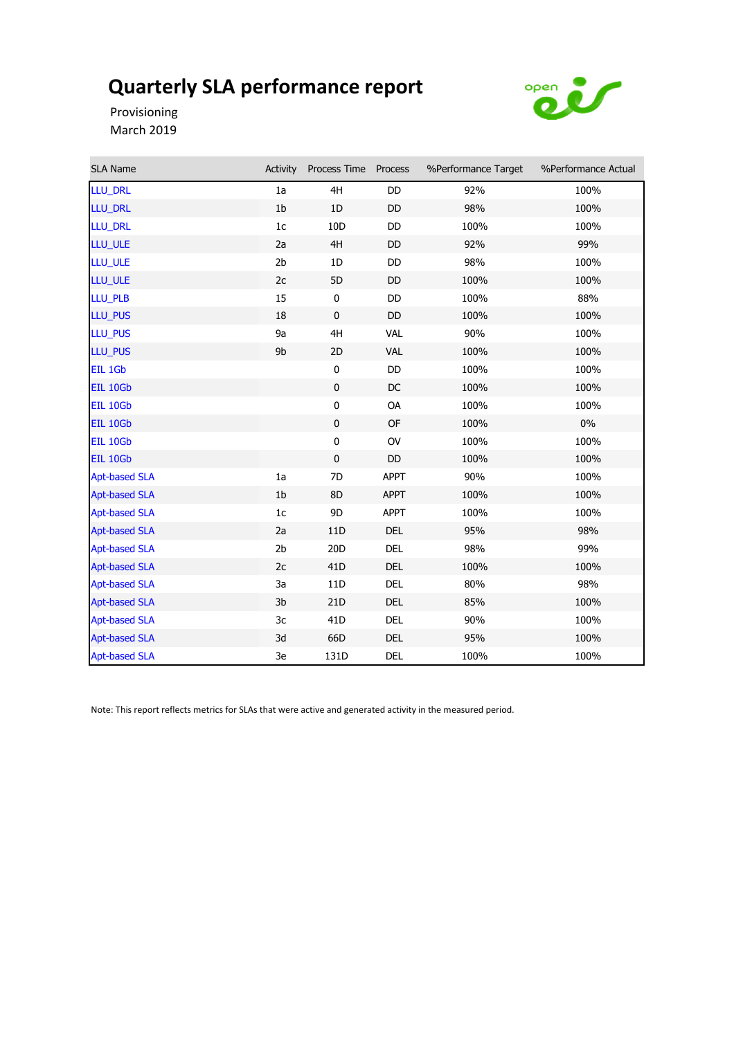# Quarterly SLA performance report

Provisioning

March 2019

| SLA Name | Activity | Process Time | Process | %Performance Target | %Performance Actual |
|---|---|---|---|---|---|
| LLU_DRL | 1a | 4H | DD | 92% | 100% |
| LLU_DRL | 1b | 1D | DD | 98% | 100% |
| LLU_DRL | 1c | 10D | DD | 100% | 100% |
| LLU_ULE | 2a | 4H | DD | 92% | 99% |
| LLU_ULE | 2b | 1D | DD | 98% | 100% |
| LLU_ULE | 2c | 5D | DD | 100% | 100% |
| LLU_PLB | 15 | 0 | DD | 100% | 88% |
| LLU_PUS | 18 | 0 | DD | 100% | 100% |
| LLU_PUS | 9a | 4H | VAL | 90% | 100% |
| LLU_PUS | 9b | 2D | VAL | 100% | 100% |
| EIL 1Gb | | 0 | DD | 100% | 100% |
| EIL 10Gb | | 0 | DC | 100% | 100% |
| EIL 10Gb | | 0 | OA | 100% | 100% |
| EIL 10Gb | | 0 | OF | 100% | 0% |
| EIL 10Gb | | 0 | OV | 100% | 100% |
| EIL 10Gb | | 0 | DD | 100% | 100% |
| Apt-based SLA | 1a | 7D | APPT | 90% | 100% |
| Apt-based SLA | 1b | 8D | APPT | 100% | 100% |
| Apt-based SLA | 1c | 9D | APPT | 100% | 100% |
| Apt-based SLA | 2a | 11D | DEL | 95% | 98% |
| Apt-based SLA | 2b | 20D | DEL | 98% | 99% |
| Apt-based SLA | 2c | 41D | DEL | 100% | 100% |
| Apt-based SLA | 3a | 11D | DEL | 80% | 98% |
| Apt-based SLA | 3b | 21D | DEL | 85% | 100% |
| Apt-based SLA | 3c | 41D | DEL | 90% | 100% |
| Apt-based SLA | 3d | 66D | DEL | 95% | 100% |
| Apt-based SLA | 3e | 131D | DEL | 100% | 100% |

Note: This report reflects metrics for SLAs that were active and generated activity in the measured period.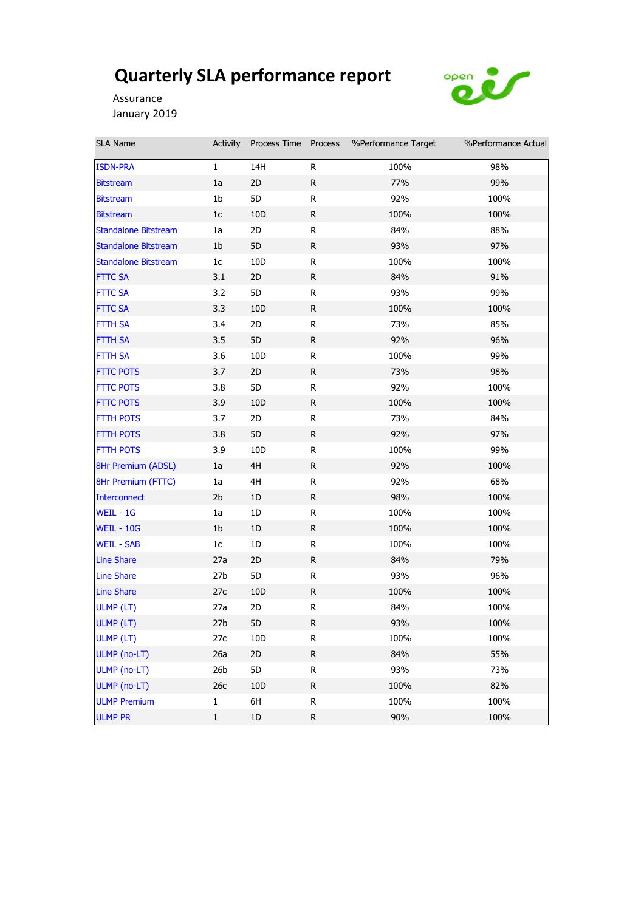# Quarterly SLA performance report

Assurance
January 2019

| SLA Name | Activity | Process Time | Process | %Performance Target | %Performance Actual |
|---|---|---|---|---|---|
| ISDN-PRA | 1 | 14H | R | 100% | 98% |
| Bitstream | 1a | 2D | R | 77% | 99% |
| Bitstream | 1b | 5D | R | 92% | 100% |
| Bitstream | 1c | 10D | R | 100% | 100% |
| Standalone Bitstream | 1a | 2D | R | 84% | 88% |
| Standalone Bitstream | 1b | 5D | R | 93% | 97% |
| Standalone Bitstream | 1c | 10D | R | 100% | 100% |
| FTTC SA | 3.1 | 2D | R | 84% | 91% |
| FTTC SA | 3.2 | 5D | R | 93% | 99% |
| FTTC SA | 3.3 | 10D | R | 100% | 100% |
| FTTH SA | 3.4 | 2D | R | 73% | 85% |
| FTTH SA | 3.5 | 5D | R | 92% | 96% |
| FTTH SA | 3.6 | 10D | R | 100% | 99% |
| FTTC POTS | 3.7 | 2D | R | 73% | 98% |
| FTTC POTS | 3.8 | 5D | R | 92% | 100% |
| FTTC POTS | 3.9 | 10D | R | 100% | 100% |
| FTTH POTS | 3.7 | 2D | R | 73% | 84% |
| FTTH POTS | 3.8 | 5D | R | 92% | 97% |
| FTTH POTS | 3.9 | 10D | R | 100% | 99% |
| 8Hr Premium (ADSL) | 1a | 4H | R | 92% | 100% |
| 8Hr Premium (FTTC) | 1a | 4H | R | 92% | 68% |
| Interconnect | 2b | 1D | R | 98% | 100% |
| WEIL - 1G | 1a | 1D | R | 100% | 100% |
| WEIL - 10G | 1b | 1D | R | 100% | 100% |
| WEIL - SAB | 1c | 1D | R | 100% | 100% |
| Line Share | 27a | 2D | R | 84% | 79% |
| Line Share | 27b | 5D | R | 93% | 96% |
| Line Share | 27c | 10D | R | 100% | 100% |
| ULMP (LT) | 27a | 2D | R | 84% | 100% |
| ULMP (LT) | 27b | 5D | R | 93% | 100% |
| ULMP (LT) | 27c | 10D | R | 100% | 100% |
| ULMP (no-LT) | 26a | 2D | R | 84% | 55% |
| ULMP (no-LT) | 26b | 5D | R | 93% | 73% |
| ULMP (no-LT) | 26c | 10D | R | 100% | 82% |
| ULMP Premium | 1 | 6H | R | 100% | 100% |
| ULMP PR | 1 | 1D | R | 90% | 100% |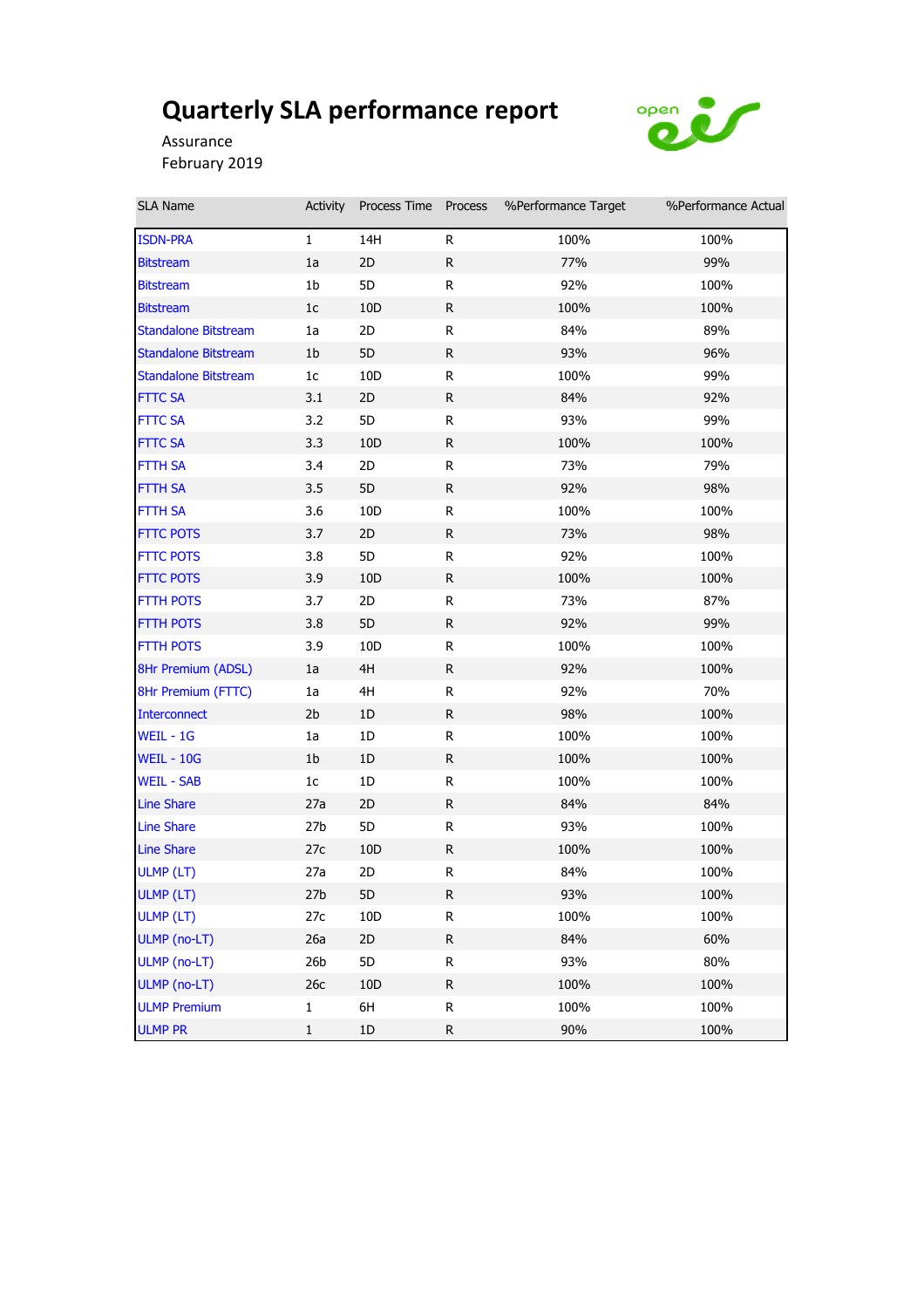# Quarterly SLA performance report

Assurance

February 2019

| SLA Name | Activity | Process Time | Process | %Performance Target | %Performance Actual |
|---|---|---|---|---|---|
| ISDN-PRA | 1 | 14H | R | 100% | 100% |
| Bitstream | 1a | 2D | R | 77% | 99% |
| Bitstream | 1b | 5D | R | 92% | 100% |
| Bitstream | 1c | 10D | R | 100% | 100% |
| Standalone Bitstream | 1a | 2D | R | 84% | 89% |
| Standalone Bitstream | 1b | 5D | R | 93% | 96% |
| Standalone Bitstream | 1c | 10D | R | 100% | 99% |
| FTTC SA | 3.1 | 2D | R | 84% | 92% |
| FTTC SA | 3.2 | 5D | R | 93% | 99% |
| FTTC SA | 3.3 | 10D | R | 100% | 100% |
| FTTH SA | 3.4 | 2D | R | 73% | 79% |
| FTTH SA | 3.5 | 5D | R | 92% | 98% |
| FTTH SA | 3.6 | 10D | R | 100% | 100% |
| FTTC POTS | 3.7 | 2D | R | 73% | 98% |
| FTTC POTS | 3.8 | 5D | R | 92% | 100% |
| FTTC POTS | 3.9 | 10D | R | 100% | 100% |
| FTTH POTS | 3.7 | 2D | R | 73% | 87% |
| FTTH POTS | 3.8 | 5D | R | 92% | 99% |
| FTTH POTS | 3.9 | 10D | R | 100% | 100% |
| 8Hr Premium (ADSL) | 1a | 4H | R | 92% | 100% |
| 8Hr Premium (FTTC) | 1a | 4H | R | 92% | 70% |
| Interconnect | 2b | 1D | R | 98% | 100% |
| WEIL - 1G | 1a | 1D | R | 100% | 100% |
| WEIL - 10G | 1b | 1D | R | 100% | 100% |
| WEIL - SAB | 1c | 1D | R | 100% | 100% |
| Line Share | 27a | 2D | R | 84% | 84% |
| Line Share | 27b | 5D | R | 93% | 100% |
| Line Share | 27c | 10D | R | 100% | 100% |
| ULMP (LT) | 27a | 2D | R | 84% | 100% |
| ULMP (LT) | 27b | 5D | R | 93% | 100% |
| ULMP (LT) | 27c | 10D | R | 100% | 100% |
| ULMP (no-LT) | 26a | 2D | R | 84% | 60% |
| ULMP (no-LT) | 26b | 5D | R | 93% | 80% |
| ULMP (no-LT) | 26c | 10D | R | 100% | 100% |
| ULMP Premium | 1 | 6H | R | 100% | 100% |
| ULMP PR | 1 | 1D | R | 90% | 100% |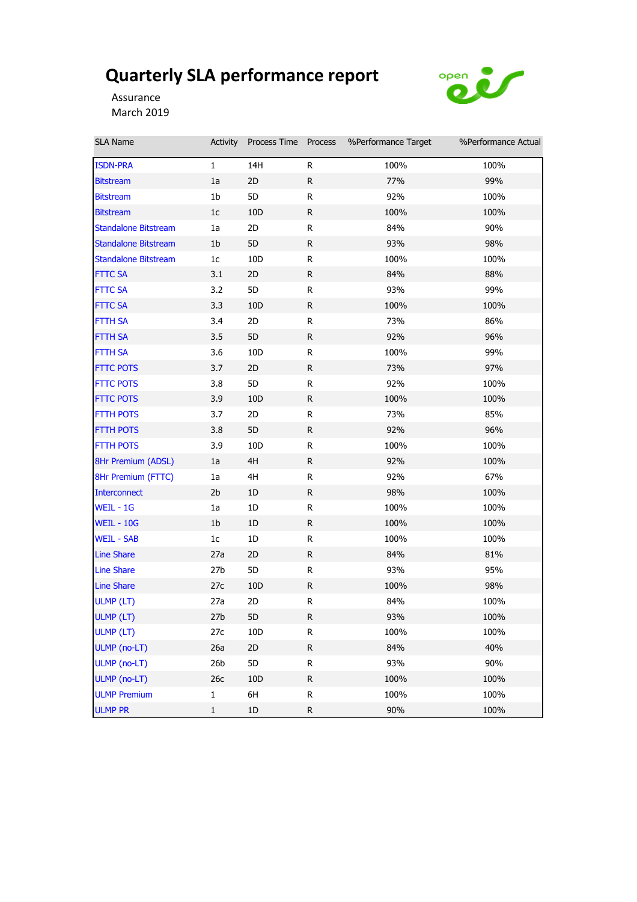# Quarterly SLA performance report

Assurance
March 2019

| SLA Name | Activity | Process Time | Process | %Performance Target | %Performance Actual |
|---|---|---|---|---|---|
| ISDN-PRA | 1 | 14H | R | 100% | 100% |
| Bitstream | 1a | 2D | R | 77% | 99% |
| Bitstream | 1b | 5D | R | 92% | 100% |
| Bitstream | 1c | 10D | R | 100% | 100% |
| Standalone Bitstream | 1a | 2D | R | 84% | 90% |
| Standalone Bitstream | 1b | 5D | R | 93% | 98% |
| Standalone Bitstream | 1c | 10D | R | 100% | 100% |
| FTTC SA | 3.1 | 2D | R | 84% | 88% |
| FTTC SA | 3.2 | 5D | R | 93% | 99% |
| FTTC SA | 3.3 | 10D | R | 100% | 100% |
| FTTH SA | 3.4 | 2D | R | 73% | 86% |
| FTTH SA | 3.5 | 5D | R | 92% | 96% |
| FTTH SA | 3.6 | 10D | R | 100% | 99% |
| FTTC POTS | 3.7 | 2D | R | 73% | 97% |
| FTTC POTS | 3.8 | 5D | R | 92% | 100% |
| FTTC POTS | 3.9 | 10D | R | 100% | 100% |
| FTTH POTS | 3.7 | 2D | R | 73% | 85% |
| FTTH POTS | 3.8 | 5D | R | 92% | 96% |
| FTTH POTS | 3.9 | 10D | R | 100% | 100% |
| 8Hr Premium (ADSL) | 1a | 4H | R | 92% | 100% |
| 8Hr Premium (FTTC) | 1a | 4H | R | 92% | 67% |
| Interconnect | 2b | 1D | R | 98% | 100% |
| WEIL - 1G | 1a | 1D | R | 100% | 100% |
| WEIL - 10G | 1b | 1D | R | 100% | 100% |
| WEIL - SAB | 1c | 1D | R | 100% | 100% |
| Line Share | 27a | 2D | R | 84% | 81% |
| Line Share | 27b | 5D | R | 93% | 95% |
| Line Share | 27c | 10D | R | 100% | 98% |
| ULMP (LT) | 27a | 2D | R | 84% | 100% |
| ULMP (LT) | 27b | 5D | R | 93% | 100% |
| ULMP (LT) | 27c | 10D | R | 100% | 100% |
| ULMP (no-LT) | 26a | 2D | R | 84% | 40% |
| ULMP (no-LT) | 26b | 5D | R | 93% | 90% |
| ULMP (no-LT) | 26c | 10D | R | 100% | 100% |
| ULMP Premium | 1 | 6H | R | 100% | 100% |
| ULMP PR | 1 | 1D | R | 90% | 100% |